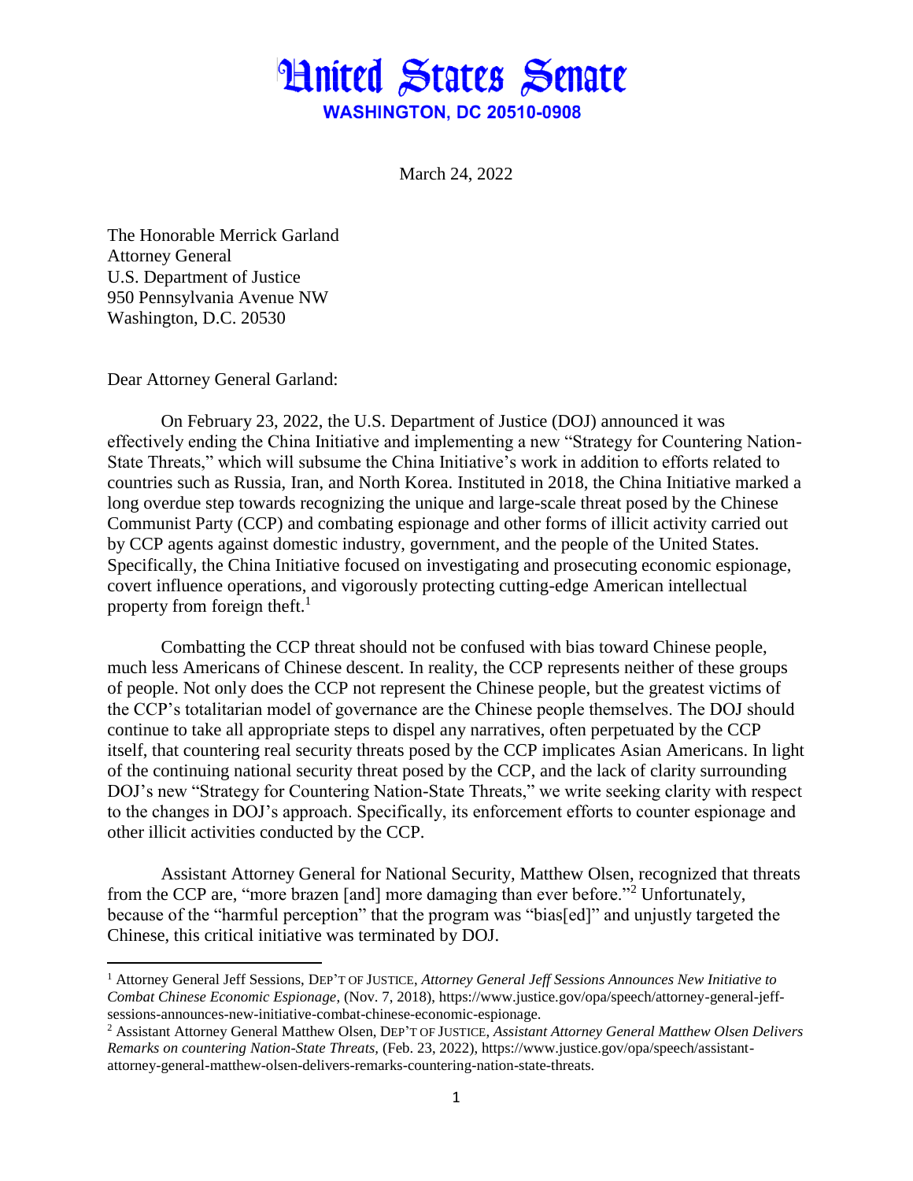# United States Senate

**WASHINGTON, DC 20510-0908**

March 24, 2022

The Honorable Merrick Garland
Attorney General
U.S. Department of Justice
950 Pennsylvania Avenue NW
Washington, D.C. 20530

Dear Attorney General Garland:

On February 23, 2022, the U.S. Department of Justice (DOJ) announced it was effectively ending the China Initiative and implementing a new "Strategy for Countering Nation-State Threats," which will subsume the China Initiative's work in addition to efforts related to countries such as Russia, Iran, and North Korea. Instituted in 2018, the China Initiative marked a long overdue step towards recognizing the unique and large-scale threat posed by the Chinese Communist Party (CCP) and combating espionage and other forms of illicit activity carried out by CCP agents against domestic industry, government, and the people of the United States. Specifically, the China Initiative focused on investigating and prosecuting economic espionage, covert influence operations, and vigorously protecting cutting-edge American intellectual property from foreign theft.[1]

Combatting the CCP threat should not be confused with bias toward Chinese people, much less Americans of Chinese descent. In reality, the CCP represents neither of these groups of people. Not only does the CCP not represent the Chinese people, but the greatest victims of the CCP's totalitarian model of governance are the Chinese people themselves. The DOJ should continue to take all appropriate steps to dispel any narratives, often perpetuated by the CCP itself, that countering real security threats posed by the CCP implicates Asian Americans. In light of the continuing national security threat posed by the CCP, and the lack of clarity surrounding DOJ's new "Strategy for Countering Nation-State Threats," we write seeking clarity with respect to the changes in DOJ's approach. Specifically, its enforcement efforts to counter espionage and other illicit activities conducted by the CCP.

Assistant Attorney General for National Security, Matthew Olsen, recognized that threats from the CCP are, "more brazen [and] more damaging than ever before."[2] Unfortunately, because of the "harmful perception" that the program was "bias[ed]" and unjustly targeted the Chinese, this critical initiative was terminated by DOJ.

---

[1] Attorney General Jeff Sessions, DEP'T OF JUSTICE, *Attorney General Jeff Sessions Announces New Initiative to Combat Chinese Economic Espionage*, (Nov. 7, 2018), https://www.justice.gov/opa/speech/attorney-general-jeff-sessions-announces-new-initiative-combat-chinese-economic-espionage.

[2] Assistant Attorney General Matthew Olsen, DEP'T OF JUSTICE, *Assistant Attorney General Matthew Olsen Delivers Remarks on countering Nation-State Threats*, (Feb. 23, 2022), https://www.justice.gov/opa/speech/assistant-attorney-general-matthew-olsen-delivers-remarks-countering-nation-state-threats.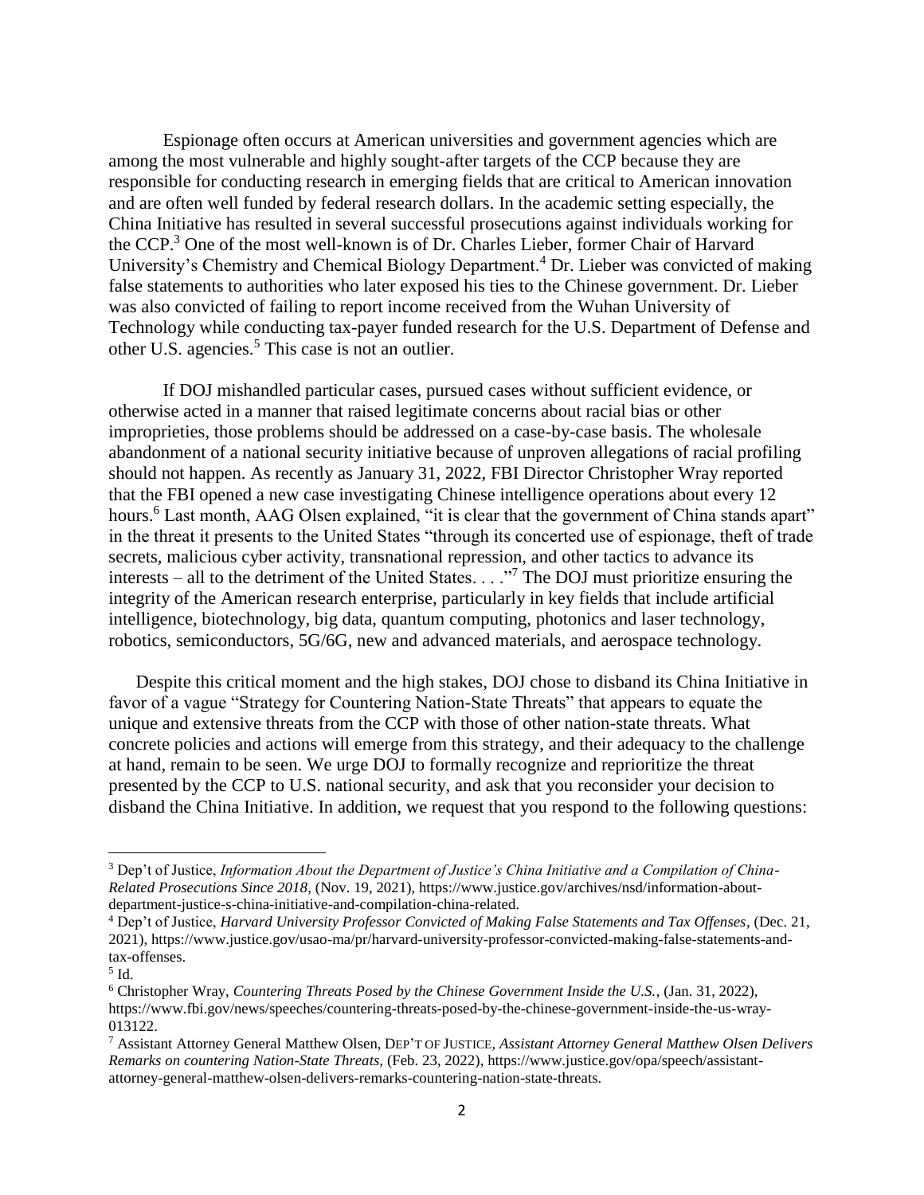Espionage often occurs at American universities and government agencies which are among the most vulnerable and highly sought-after targets of the CCP because they are responsible for conducting research in emerging fields that are critical to American innovation and are often well funded by federal research dollars. In the academic setting especially, the China Initiative has resulted in several successful prosecutions against individuals working for the CCP.[3] One of the most well-known is of Dr. Charles Lieber, former Chair of Harvard University's Chemistry and Chemical Biology Department.[4] Dr. Lieber was convicted of making false statements to authorities who later exposed his ties to the Chinese government. Dr. Lieber was also convicted of failing to report income received from the Wuhan University of Technology while conducting tax-payer funded research for the U.S. Department of Defense and other U.S. agencies.[5] This case is not an outlier.

If DOJ mishandled particular cases, pursued cases without sufficient evidence, or otherwise acted in a manner that raised legitimate concerns about racial bias or other improprieties, those problems should be addressed on a case-by-case basis. The wholesale abandonment of a national security initiative because of unproven allegations of racial profiling should not happen. As recently as January 31, 2022, FBI Director Christopher Wray reported that the FBI opened a new case investigating Chinese intelligence operations about every 12 hours.[6] Last month, AAG Olsen explained, "it is clear that the government of China stands apart" in the threat it presents to the United States "through its concerted use of espionage, theft of trade secrets, malicious cyber activity, transnational repression, and other tactics to advance its interests – all to the detriment of the United States. . . ."[7] The DOJ must prioritize ensuring the integrity of the American research enterprise, particularly in key fields that include artificial intelligence, biotechnology, big data, quantum computing, photonics and laser technology, robotics, semiconductors, 5G/6G, new and advanced materials, and aerospace technology.

Despite this critical moment and the high stakes, DOJ chose to disband its China Initiative in favor of a vague "Strategy for Countering Nation-State Threats" that appears to equate the unique and extensive threats from the CCP with those of other nation-state threats. What concrete policies and actions will emerge from this strategy, and their adequacy to the challenge at hand, remain to be seen. We urge DOJ to formally recognize and reprioritize the threat presented by the CCP to U.S. national security, and ask that you reconsider your decision to disband the China Initiative. In addition, we request that you respond to the following questions:

---

[3] Dep't of Justice, *Information About the Department of Justice's China Initiative and a Compilation of China-Related Prosecutions Since 2018*, (Nov. 19, 2021), https://www.justice.gov/archives/nsd/information-about-department-justice-s-china-initiative-and-compilation-china-related.

[4] Dep't of Justice, *Harvard University Professor Convicted of Making False Statements and Tax Offenses*, (Dec. 21, 2021), https://www.justice.gov/usao-ma/pr/harvard-university-professor-convicted-making-false-statements-and-tax-offenses.

[5] Id.

[6] Christopher Wray, *Countering Threats Posed by the Chinese Government Inside the U.S.*, (Jan. 31, 2022), https://www.fbi.gov/news/speeches/countering-threats-posed-by-the-chinese-government-inside-the-us-wray-013122.

[7] Assistant Attorney General Matthew Olsen, DEP'T OF JUSTICE, *Assistant Attorney General Matthew Olsen Delivers Remarks on countering Nation-State Threats*, (Feb. 23, 2022), https://www.justice.gov/opa/speech/assistant-attorney-general-matthew-olsen-delivers-remarks-countering-nation-state-threats.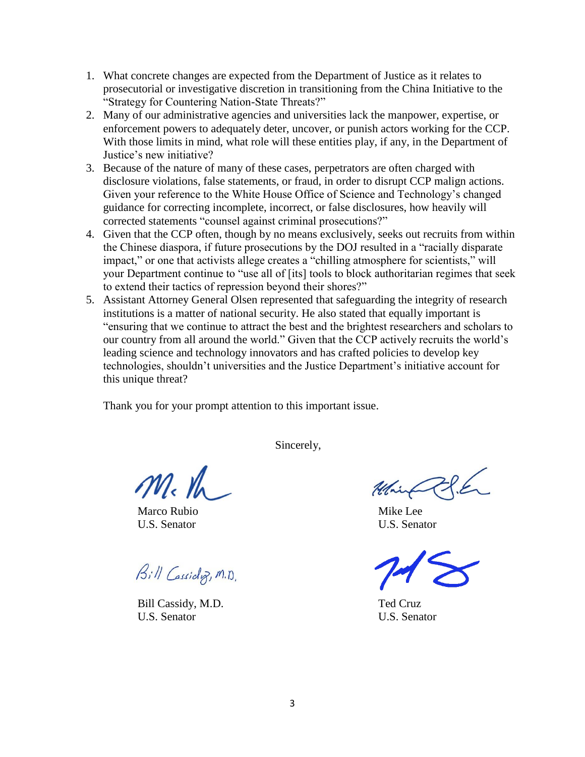1. What concrete changes are expected from the Department of Justice as it relates to prosecutorial or investigative discretion in transitioning from the China Initiative to the "Strategy for Countering Nation-State Threats?"
2. Many of our administrative agencies and universities lack the manpower, expertise, or enforcement powers to adequately deter, uncover, or punish actors working for the CCP. With those limits in mind, what role will these entities play, if any, in the Department of Justice's new initiative?
3. Because of the nature of many of these cases, perpetrators are often charged with disclosure violations, false statements, or fraud, in order to disrupt CCP malign actions. Given your reference to the White House Office of Science and Technology's changed guidance for correcting incomplete, incorrect, or false disclosures, how heavily will corrected statements "counsel against criminal prosecutions?"
4. Given that the CCP often, though by no means exclusively, seeks out recruits from within the Chinese diaspora, if future prosecutions by the DOJ resulted in a "racially disparate impact," or one that activists allege creates a "chilling atmosphere for scientists," will your Department continue to "use all of [its] tools to block authoritarian regimes that seek to extend their tactics of repression beyond their shores?"
5. Assistant Attorney General Olsen represented that safeguarding the integrity of research institutions is a matter of national security. He also stated that equally important is "ensuring that we continue to attract the best and the brightest researchers and scholars to our country from all around the world." Given that the CCP actively recruits the world's leading science and technology innovators and has crafted policies to develop key technologies, shouldn't universities and the Justice Department's initiative account for this unique threat?

Thank you for your prompt attention to this important issue.

Sincerely,

Marco Rubio
U.S. Senator

Mike Lee
U.S. Senator

Bill Cassidy, M.D.
U.S. Senator

Ted Cruz
U.S. Senator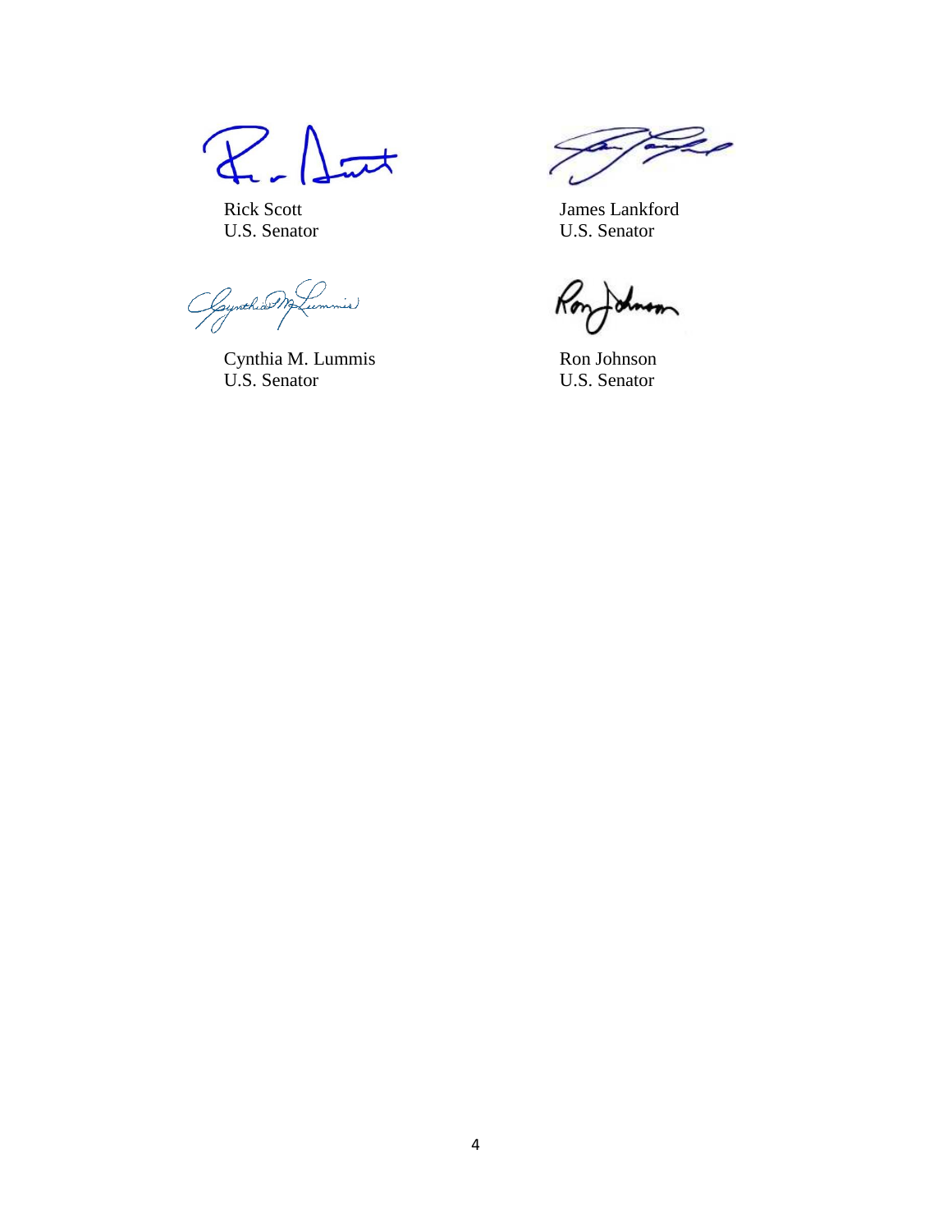Rick Scott
U.S. Senator

James Lankford
U.S. Senator

Cynthia M. Lummis
U.S. Senator

Ron Johnson
U.S. Senator